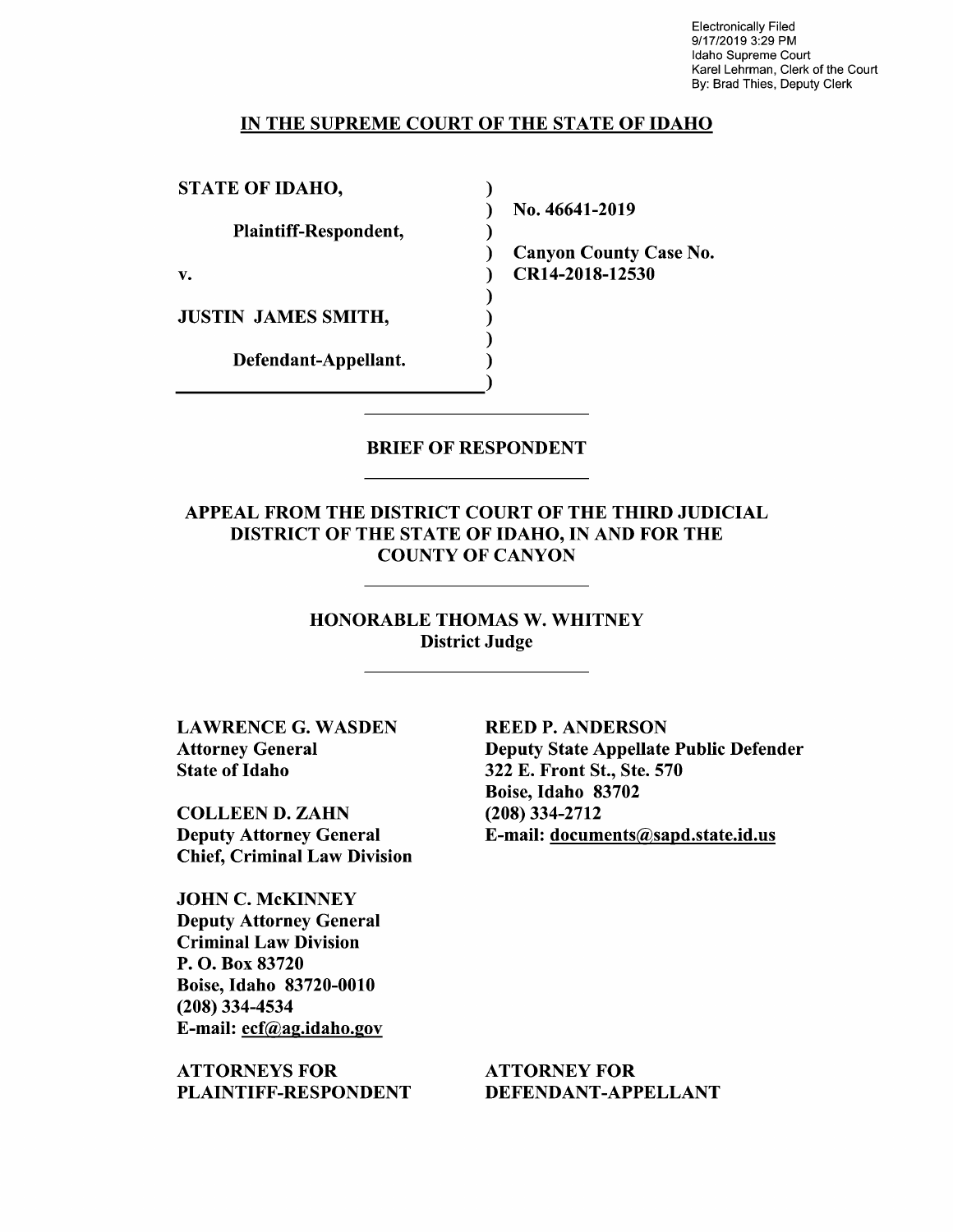Electronically Filed
9/17/2019 3:29 PM
Idaho Supreme Court
Karel Lehrman, Clerk of the Court
By: Brad Thies, Deputy Clerk

**IN THE SUPREME COURT OF THE STATE OF IDAHO**

| | |
|---|---|
| **STATE OF IDAHO,** | **No. 46641-2019** |
| **Plaintiff-Respondent,** | **Canyon County Case No.** |
| **v.** | **CR14-2018-12530** |
| **JUSTIN JAMES SMITH,** | |
| **Defendant-Appellant.** | |

**BRIEF OF RESPONDENT**

**APPEAL FROM THE DISTRICT COURT OF THE THIRD JUDICIAL DISTRICT OF THE STATE OF IDAHO, IN AND FOR THE COUNTY OF CANYON**

**HONORABLE THOMAS W. WHITNEY**
**District Judge**

**LAWRENCE G. WASDEN**
**Attorney General**
**State of Idaho**

**COLLEEN D. ZAHN**
**Deputy Attorney General**
**Chief, Criminal Law Division**

**JOHN C. McKINNEY**
**Deputy Attorney General**
**Criminal Law Division**
**P. O. Box 83720**
**Boise, Idaho 83720-0010**
**(208) 334-4534**
**E-mail: ecf@ag.idaho.gov**

**ATTORNEYS FOR PLAINTIFF-RESPONDENT**

**REED P. ANDERSON**
**Deputy State Appellate Public Defender**
**322 E. Front St., Ste. 570**
**Boise, Idaho 83702**
**(208) 334-2712**
**E-mail: documents@sapd.state.id.us**

**ATTORNEY FOR DEFENDANT-APPELLANT**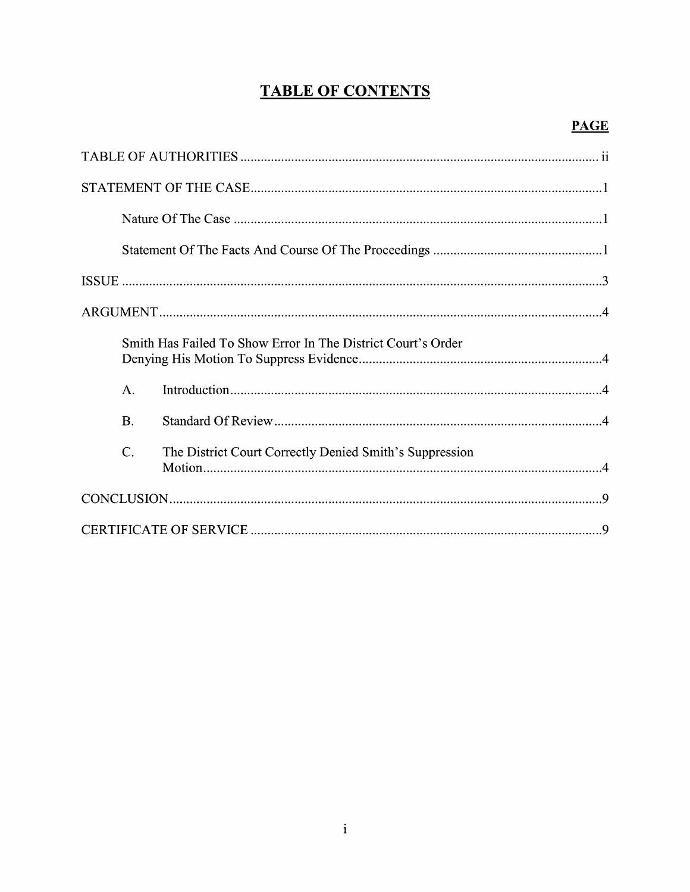# TABLE OF CONTENTS

| | PAGE |
|---|---|
| TABLE OF AUTHORITIES | ii |
| STATEMENT OF THE CASE | 1 |
| Nature Of The Case | 1 |
| Statement Of The Facts And Course Of The Proceedings | 1 |
| ISSUE | 3 |
| ARGUMENT | 4 |
| Smith Has Failed To Show Error In The District Court's Order Denying His Motion To Suppress Evidence | 4 |
| A. Introduction | 4 |
| B. Standard Of Review | 4 |
| C. The District Court Correctly Denied Smith's Suppression Motion | 4 |
| CONCLUSION | 9 |
| CERTIFICATE OF SERVICE | 9 |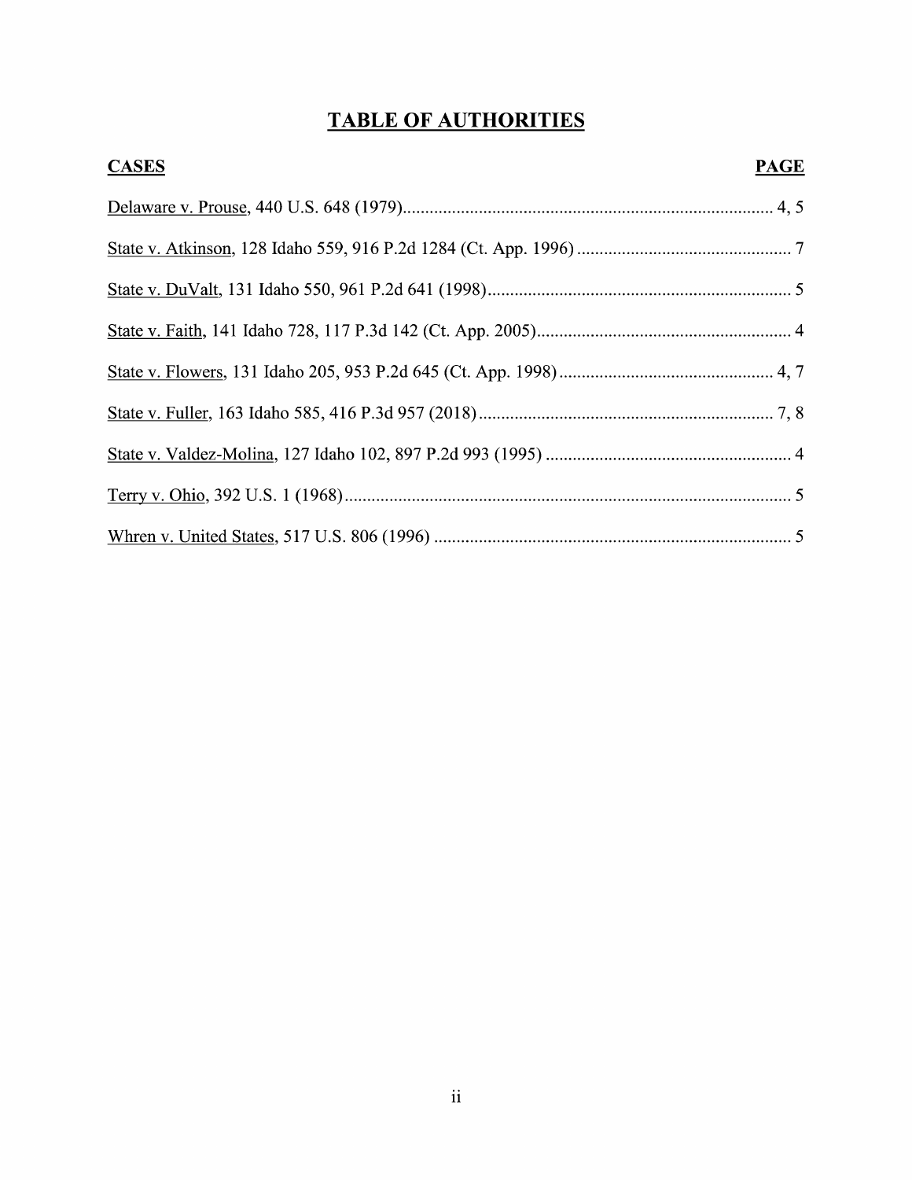# TABLE OF AUTHORITIES

| **CASES** | **PAGE** |
| --- | --- |
| Delaware v. Prouse, 440 U.S. 648 (1979) | 4, 5 |
| State v. Atkinson, 128 Idaho 559, 916 P.2d 1284 (Ct. App. 1996) | 7 |
| State v. DuValt, 131 Idaho 550, 961 P.2d 641 (1998) | 5 |
| State v. Faith, 141 Idaho 728, 117 P.3d 142 (Ct. App. 2005) | 4 |
| State v. Flowers, 131 Idaho 205, 953 P.2d 645 (Ct. App. 1998) | 4, 7 |
| State v. Fuller, 163 Idaho 585, 416 P.3d 957 (2018) | 7, 8 |
| State v. Valdez-Molina, 127 Idaho 102, 897 P.2d 993 (1995) | 4 |
| Terry v. Ohio, 392 U.S. 1 (1968) | 5 |
| Whren v. United States, 517 U.S. 806 (1996) | 5 |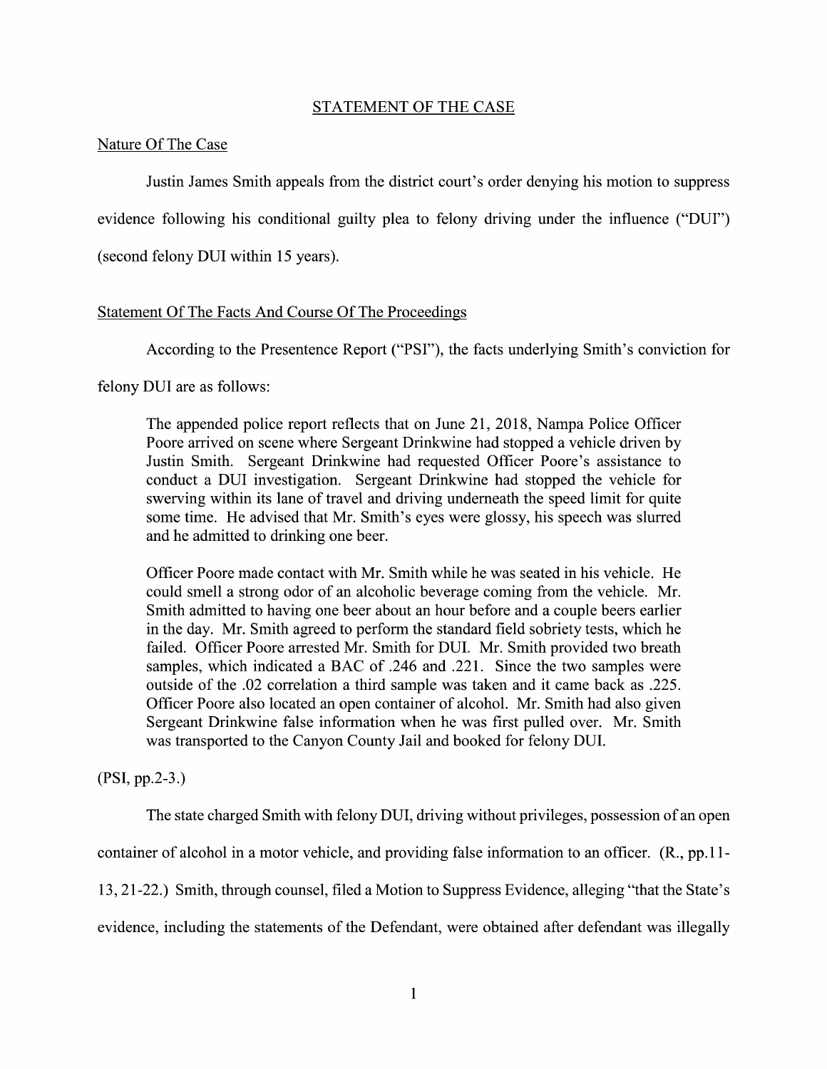## STATEMENT OF THE CASE

### Nature Of The Case

Justin James Smith appeals from the district court's order denying his motion to suppress evidence following his conditional guilty plea to felony driving under the influence ("DUI") (second felony DUI within 15 years).

### Statement Of The Facts And Course Of The Proceedings

According to the Presentence Report ("PSI"), the facts underlying Smith's conviction for felony DUI are as follows:

> The appended police report reflects that on June 21, 2018, Nampa Police Officer Poore arrived on scene where Sergeant Drinkwine had stopped a vehicle driven by Justin Smith. Sergeant Drinkwine had requested Officer Poore's assistance to conduct a DUI investigation. Sergeant Drinkwine had stopped the vehicle for swerving within its lane of travel and driving underneath the speed limit for quite some time. He advised that Mr. Smith's eyes were glossy, his speech was slurred and he admitted to drinking one beer.
>
> Officer Poore made contact with Mr. Smith while he was seated in his vehicle. He could smell a strong odor of an alcoholic beverage coming from the vehicle. Mr. Smith admitted to having one beer about an hour before and a couple beers earlier in the day. Mr. Smith agreed to perform the standard field sobriety tests, which he failed. Officer Poore arrested Mr. Smith for DUI. Mr. Smith provided two breath samples, which indicated a BAC of .246 and .221. Since the two samples were outside of the .02 correlation a third sample was taken and it came back as .225. Officer Poore also located an open container of alcohol. Mr. Smith had also given Sergeant Drinkwine false information when he was first pulled over. Mr. Smith was transported to the Canyon County Jail and booked for felony DUI.

(PSI, pp.2-3.)

The state charged Smith with felony DUI, driving without privileges, possession of an open container of alcohol in a motor vehicle, and providing false information to an officer. (R., pp.11-13, 21-22.) Smith, through counsel, filed a Motion to Suppress Evidence, alleging "that the State's evidence, including the statements of the Defendant, were obtained after defendant was illegally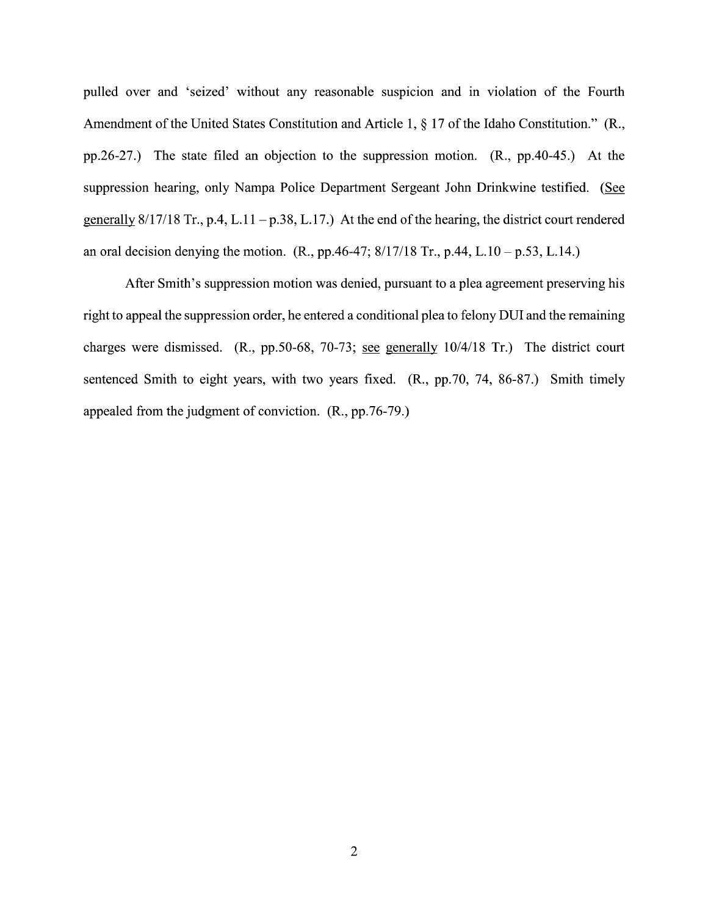pulled over and 'seized' without any reasonable suspicion and in violation of the Fourth Amendment of the United States Constitution and Article 1, § 17 of the Idaho Constitution." (R., pp.26-27.) The state filed an objection to the suppression motion. (R., pp.40-45.) At the suppression hearing, only Nampa Police Department Sergeant John Drinkwine testified. (See generally 8/17/18 Tr., p.4, L.11 – p.38, L.17.) At the end of the hearing, the district court rendered an oral decision denying the motion. (R., pp.46-47; 8/17/18 Tr., p.44, L.10 – p.53, L.14.)

After Smith's suppression motion was denied, pursuant to a plea agreement preserving his right to appeal the suppression order, he entered a conditional plea to felony DUI and the remaining charges were dismissed. (R., pp.50-68, 70-73; see generally 10/4/18 Tr.) The district court sentenced Smith to eight years, with two years fixed. (R., pp.70, 74, 86-87.) Smith timely appealed from the judgment of conviction. (R., pp.76-79.)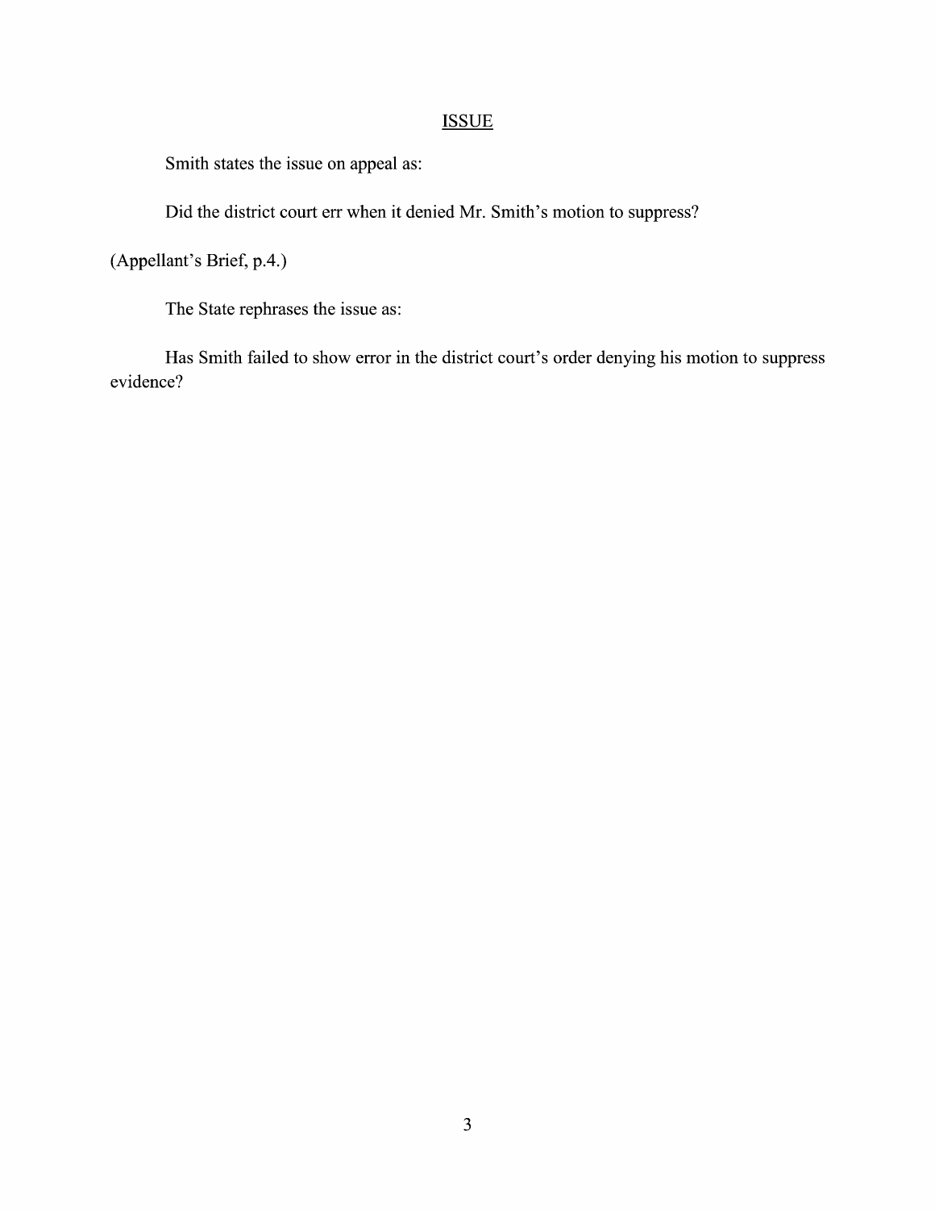## ISSUE

Smith states the issue on appeal as:

Did the district court err when it denied Mr. Smith's motion to suppress?

(Appellant's Brief, p.4.)

The State rephrases the issue as:

Has Smith failed to show error in the district court's order denying his motion to suppress evidence?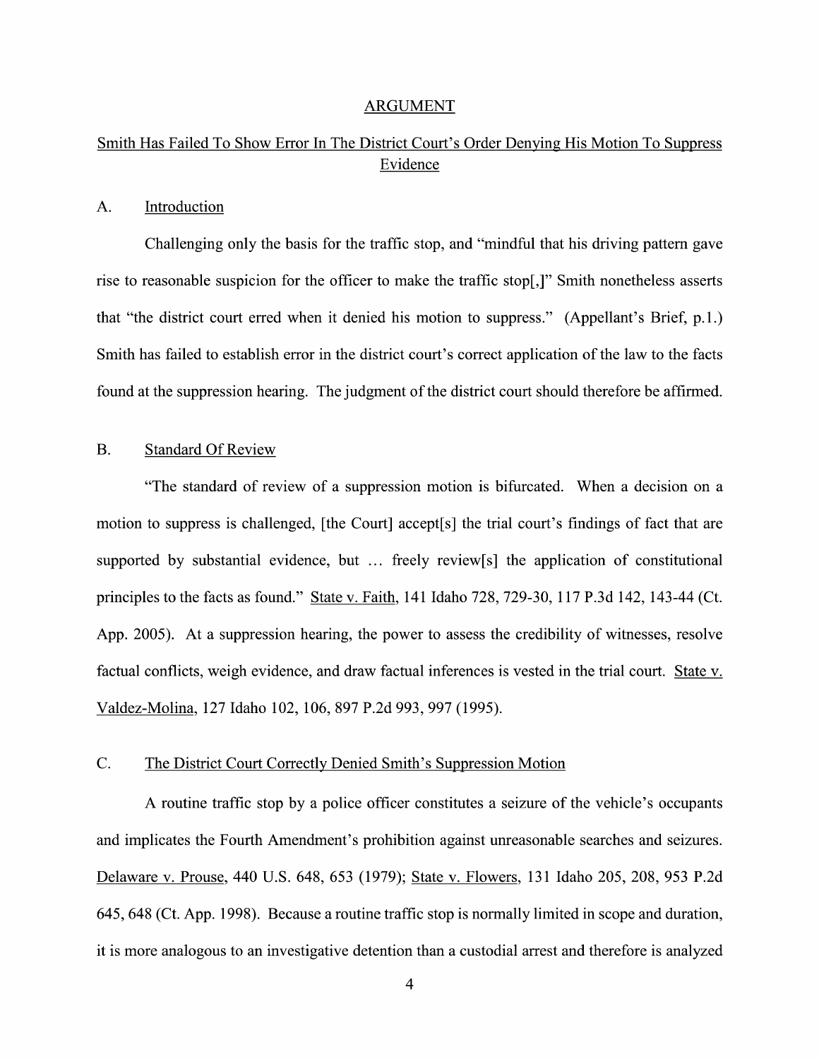## ARGUMENT

### Smith Has Failed To Show Error In The District Court's Order Denying His Motion To Suppress Evidence

#### A. Introduction

Challenging only the basis for the traffic stop, and "mindful that his driving pattern gave rise to reasonable suspicion for the officer to make the traffic stop[,]" Smith nonetheless asserts that "the district court erred when it denied his motion to suppress." (Appellant's Brief, p.1.) Smith has failed to establish error in the district court's correct application of the law to the facts found at the suppression hearing. The judgment of the district court should therefore be affirmed.

#### B. Standard Of Review

"The standard of review of a suppression motion is bifurcated. When a decision on a motion to suppress is challenged, [the Court] accept[s] the trial court's findings of fact that are supported by substantial evidence, but ... freely review[s] the application of constitutional principles to the facts as found." State v. Faith, 141 Idaho 728, 729-30, 117 P.3d 142, 143-44 (Ct. App. 2005). At a suppression hearing, the power to assess the credibility of witnesses, resolve factual conflicts, weigh evidence, and draw factual inferences is vested in the trial court. State v. Valdez-Molina, 127 Idaho 102, 106, 897 P.2d 993, 997 (1995).

#### C. The District Court Correctly Denied Smith's Suppression Motion

A routine traffic stop by a police officer constitutes a seizure of the vehicle's occupants and implicates the Fourth Amendment's prohibition against unreasonable searches and seizures. Delaware v. Prouse, 440 U.S. 648, 653 (1979); State v. Flowers, 131 Idaho 205, 208, 953 P.2d 645, 648 (Ct. App. 1998). Because a routine traffic stop is normally limited in scope and duration, it is more analogous to an investigative detention than a custodial arrest and therefore is analyzed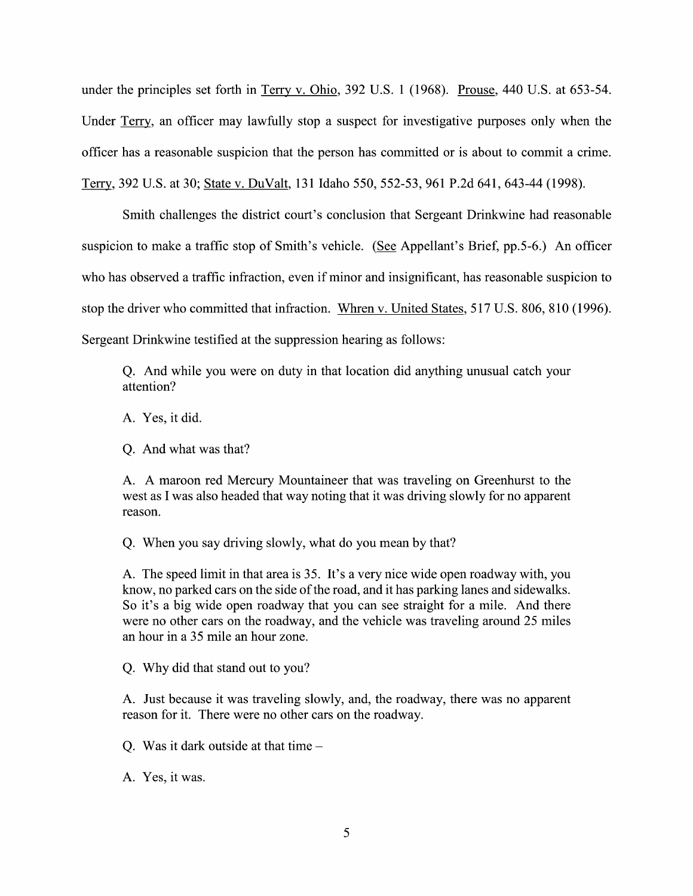under the principles set forth in Terry v. Ohio, 392 U.S. 1 (1968). Prouse, 440 U.S. at 653-54. Under Terry, an officer may lawfully stop a suspect for investigative purposes only when the officer has a reasonable suspicion that the person has committed or is about to commit a crime. Terry, 392 U.S. at 30; State v. DuValt, 131 Idaho 550, 552-53, 961 P.2d 641, 643-44 (1998).

Smith challenges the district court's conclusion that Sergeant Drinkwine had reasonable suspicion to make a traffic stop of Smith's vehicle. (See Appellant's Brief, pp.5-6.) An officer who has observed a traffic infraction, even if minor and insignificant, has reasonable suspicion to stop the driver who committed that infraction. Whren v. United States, 517 U.S. 806, 810 (1996). Sergeant Drinkwine testified at the suppression hearing as follows:

> Q. And while you were on duty in that location did anything unusual catch your attention?
>
> A. Yes, it did.
>
> Q. And what was that?
>
> A. A maroon red Mercury Mountaineer that was traveling on Greenhurst to the west as I was also headed that way noting that it was driving slowly for no apparent reason.
>
> Q. When you say driving slowly, what do you mean by that?
>
> A. The speed limit in that area is 35. It's a very nice wide open roadway with, you know, no parked cars on the side of the road, and it has parking lanes and sidewalks. So it's a big wide open roadway that you can see straight for a mile. And there were no other cars on the roadway, and the vehicle was traveling around 25 miles an hour in a 35 mile an hour zone.
>
> Q. Why did that stand out to you?
>
> A. Just because it was traveling slowly, and, the roadway, there was no apparent reason for it. There were no other cars on the roadway.
>
> Q. Was it dark outside at that time –
>
> A. Yes, it was.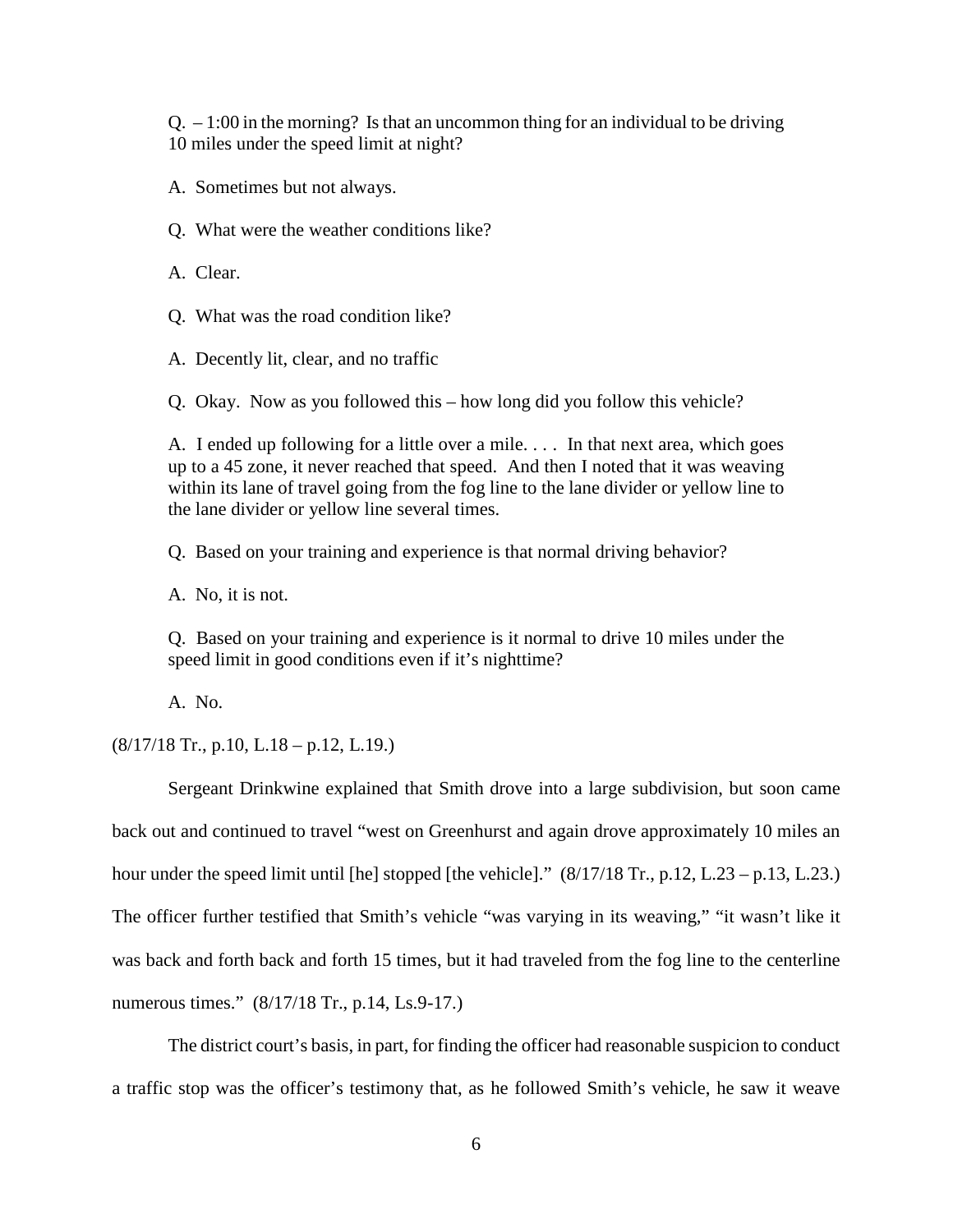> Q. – 1:00 in the morning? Is that an uncommon thing for an individual to be driving 10 miles under the speed limit at night?
>
> A. Sometimes but not always.
>
> Q. What were the weather conditions like?
>
> A. Clear.
>
> Q. What was the road condition like?
>
> A. Decently lit, clear, and no traffic
>
> Q. Okay. Now as you followed this – how long did you follow this vehicle?
>
> A. I ended up following for a little over a mile. . . . In that next area, which goes up to a 45 zone, it never reached that speed. And then I noted that it was weaving within its lane of travel going from the fog line to the lane divider or yellow line to the lane divider or yellow line several times.
>
> Q. Based on your training and experience is that normal driving behavior?
>
> A. No, it is not.
>
> Q. Based on your training and experience is it normal to drive 10 miles under the speed limit in good conditions even if it's nighttime?
>
> A. No.

(8/17/18 Tr., p.10, L.18 – p.12, L.19.)

Sergeant Drinkwine explained that Smith drove into a large subdivision, but soon came back out and continued to travel "west on Greenhurst and again drove approximately 10 miles an hour under the speed limit until [he] stopped [the vehicle]." (8/17/18 Tr., p.12, L.23 – p.13, L.23.) The officer further testified that Smith's vehicle "was varying in its weaving," "it wasn't like it was back and forth back and forth 15 times, but it had traveled from the fog line to the centerline numerous times." (8/17/18 Tr., p.14, Ls.9-17.)

The district court's basis, in part, for finding the officer had reasonable suspicion to conduct a traffic stop was the officer's testimony that, as he followed Smith's vehicle, he saw it weave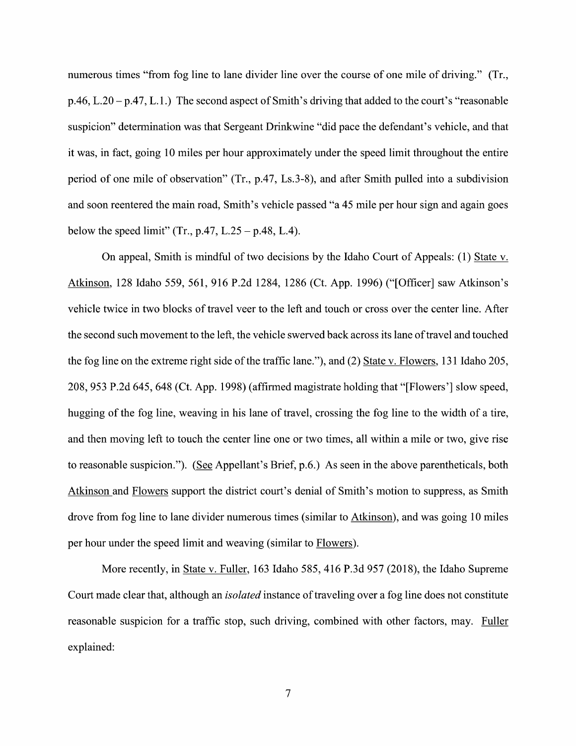numerous times "from fog line to lane divider line over the course of one mile of driving." (Tr., p.46, L.20 – p.47, L.1.) The second aspect of Smith's driving that added to the court's "reasonable suspicion" determination was that Sergeant Drinkwine "did pace the defendant's vehicle, and that it was, in fact, going 10 miles per hour approximately under the speed limit throughout the entire period of one mile of observation" (Tr., p.47, Ls.3-8), and after Smith pulled into a subdivision and soon reentered the main road, Smith's vehicle passed "a 45 mile per hour sign and again goes below the speed limit" (Tr., p.47, L.25 – p.48, L.4).

On appeal, Smith is mindful of two decisions by the Idaho Court of Appeals: (1) State v. Atkinson, 128 Idaho 559, 561, 916 P.2d 1284, 1286 (Ct. App. 1996) ("[Officer] saw Atkinson's vehicle twice in two blocks of travel veer to the left and touch or cross over the center line. After the second such movement to the left, the vehicle swerved back across its lane of travel and touched the fog line on the extreme right side of the traffic lane."), and (2) State v. Flowers, 131 Idaho 205, 208, 953 P.2d 645, 648 (Ct. App. 1998) (affirmed magistrate holding that "[Flowers'] slow speed, hugging of the fog line, weaving in his lane of travel, crossing the fog line to the width of a tire, and then moving left to touch the center line one or two times, all within a mile or two, give rise to reasonable suspicion."). (See Appellant's Brief, p.6.) As seen in the above parentheticals, both Atkinson and Flowers support the district court's denial of Smith's motion to suppress, as Smith drove from fog line to lane divider numerous times (similar to Atkinson), and was going 10 miles per hour under the speed limit and weaving (similar to Flowers).

More recently, in State v. Fuller, 163 Idaho 585, 416 P.3d 957 (2018), the Idaho Supreme Court made clear that, although an *isolated* instance of traveling over a fog line does not constitute reasonable suspicion for a traffic stop, such driving, combined with other factors, may. Fuller explained: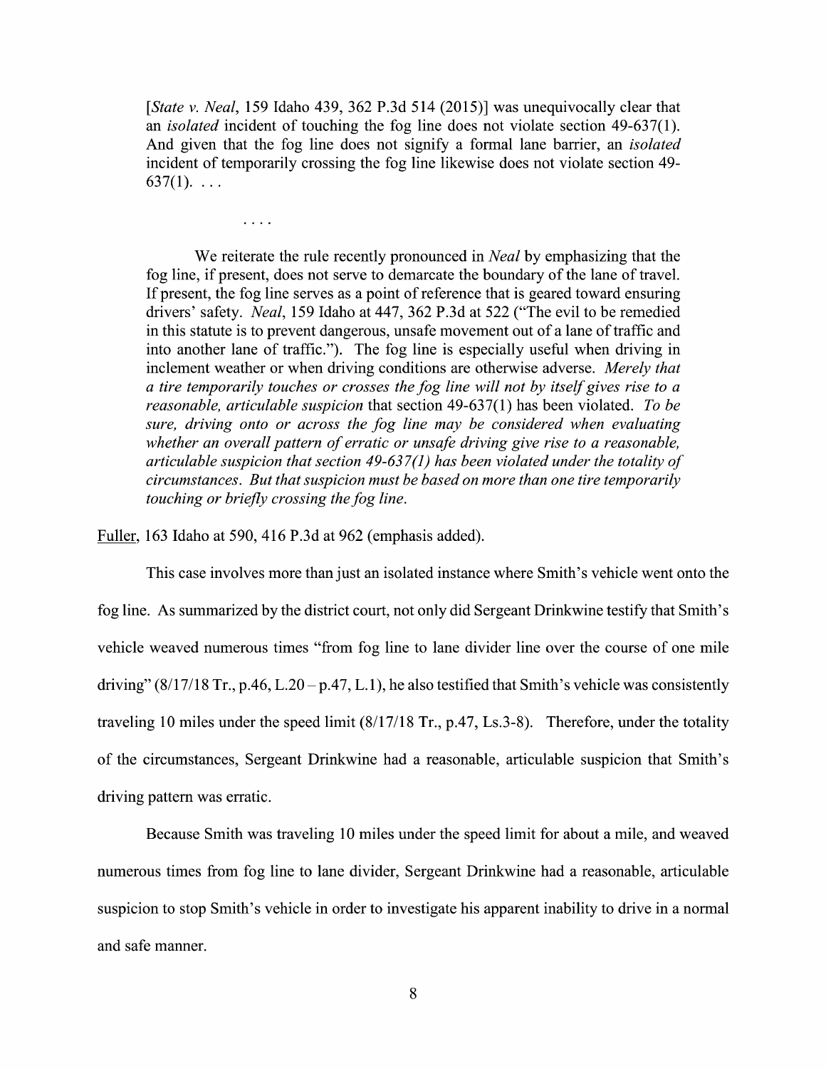> [*State v. Neal*, 159 Idaho 439, 362 P.3d 514 (2015)] was unequivocally clear that an *isolated* incident of touching the fog line does not violate section 49-637(1). And given that the fog line does not signify a formal lane barrier, an *isolated* incident of temporarily crossing the fog line likewise does not violate section 49-637(1). . . .
>
> . . . .
>
> We reiterate the rule recently pronounced in *Neal* by emphasizing that the fog line, if present, does not serve to demarcate the boundary of the lane of travel. If present, the fog line serves as a point of reference that is geared toward ensuring drivers' safety. *Neal*, 159 Idaho at 447, 362 P.3d at 522 ("The evil to be remedied in this statute is to prevent dangerous, unsafe movement out of a lane of traffic and into another lane of traffic."). The fog line is especially useful when driving in inclement weather or when driving conditions are otherwise adverse. *Merely that a tire temporarily touches or crosses the fog line will not by itself gives rise to a reasonable, articulable suspicion* that section 49-637(1) has been violated. *To be sure, driving onto or across the fog line may be considered when evaluating whether an overall pattern of erratic or unsafe driving give rise to a reasonable, articulable suspicion that section 49-637(1) has been violated under the totality of circumstances. But that suspicion must be based on more than one tire temporarily touching or briefly crossing the fog line.*

Fuller, 163 Idaho at 590, 416 P.3d at 962 (emphasis added).

This case involves more than just an isolated instance where Smith's vehicle went onto the fog line. As summarized by the district court, not only did Sergeant Drinkwine testify that Smith's vehicle weaved numerous times "from fog line to lane divider line over the course of one mile driving" (8/17/18 Tr., p.46, L.20 – p.47, L.1), he also testified that Smith's vehicle was consistently traveling 10 miles under the speed limit (8/17/18 Tr., p.47, Ls.3-8). Therefore, under the totality of the circumstances, Sergeant Drinkwine had a reasonable, articulable suspicion that Smith's driving pattern was erratic.

Because Smith was traveling 10 miles under the speed limit for about a mile, and weaved numerous times from fog line to lane divider, Sergeant Drinkwine had a reasonable, articulable suspicion to stop Smith's vehicle in order to investigate his apparent inability to drive in a normal and safe manner.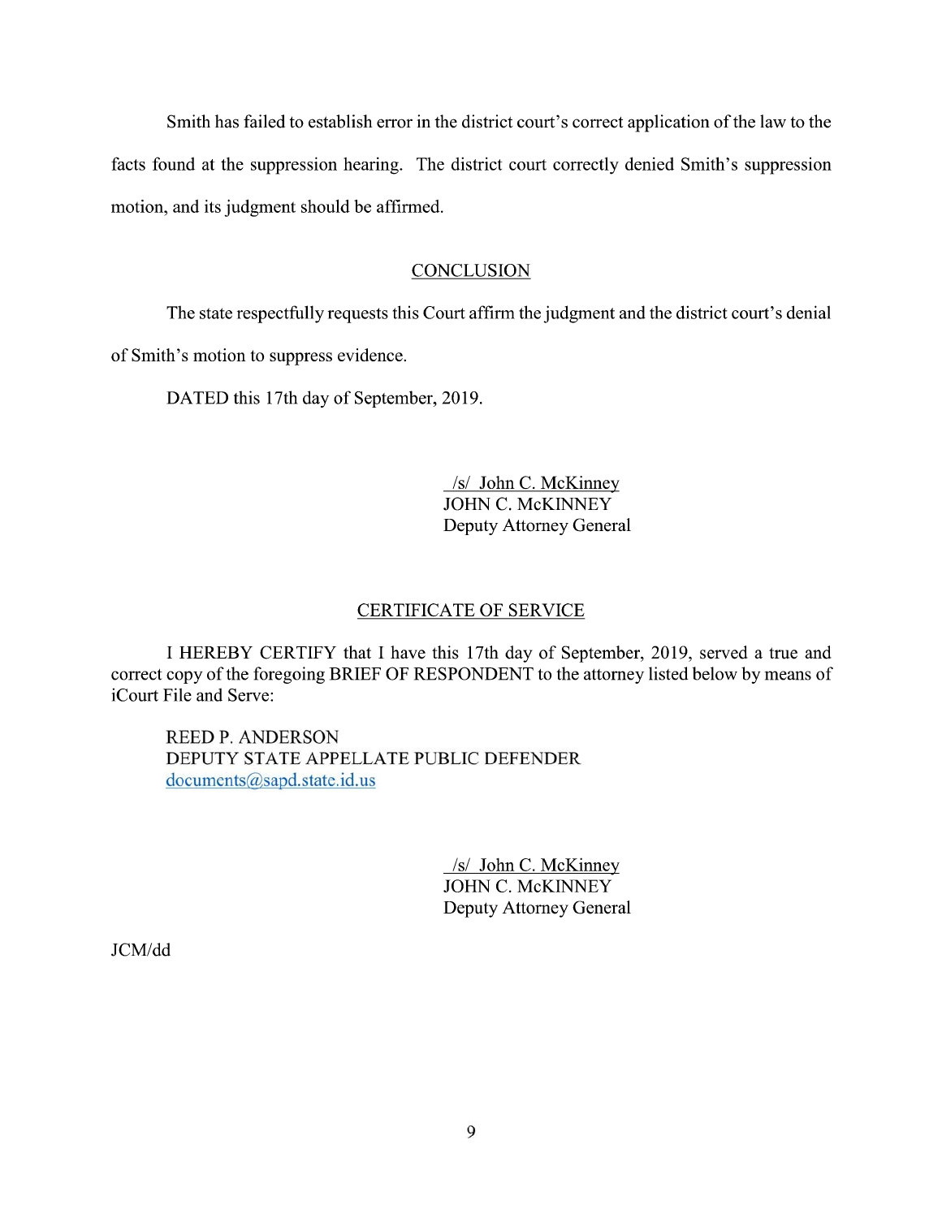Smith has failed to establish error in the district court's correct application of the law to the facts found at the suppression hearing. The district court correctly denied Smith's suppression motion, and its judgment should be affirmed.

## CONCLUSION

The state respectfully requests this Court affirm the judgment and the district court's denial of Smith's motion to suppress evidence.

DATED this 17th day of September, 2019.

/s/ John C. McKinney
JOHN C. McKINNEY
Deputy Attorney General

## CERTIFICATE OF SERVICE

I HEREBY CERTIFY that I have this 17th day of September, 2019, served a true and correct copy of the foregoing BRIEF OF RESPONDENT to the attorney listed below by means of iCourt File and Serve:

REED P. ANDERSON
DEPUTY STATE APPELLATE PUBLIC DEFENDER
documents@sapd.state.id.us

/s/ John C. McKinney
JOHN C. McKINNEY
Deputy Attorney General

JCM/dd